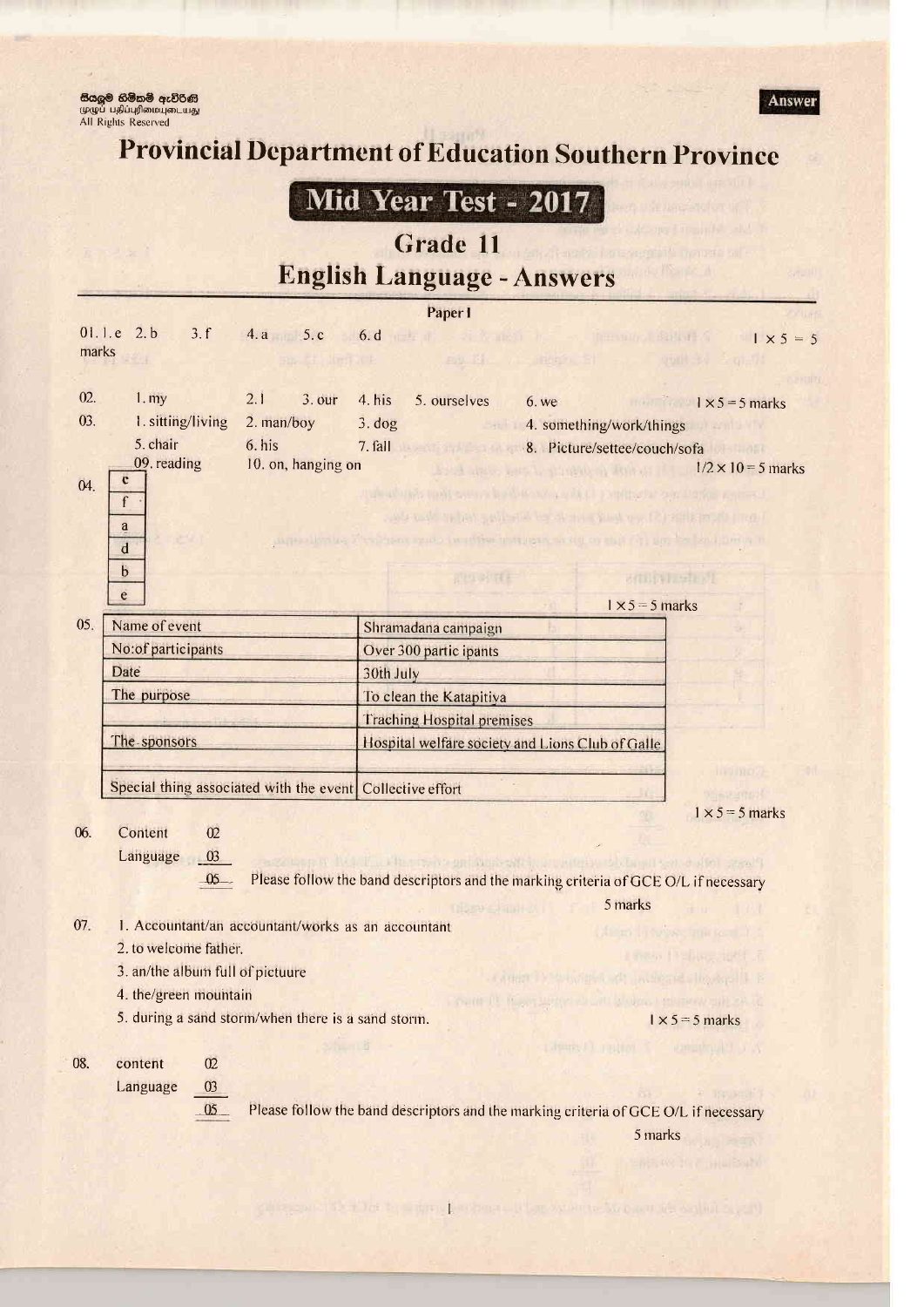සියලුම හිමිකම් ඇවිරිණි
முழுப் பதிப்புரிமையுடையது
All Rights Reserved

**Answer**

# Provincial Department of Education Southern Province

## Mid Year Test - 2017

## Grade 11

## English Language - Answers

### Paper I

01. 1. e 2. b 3. f 4. a 5. c 6. d — 1 × 5 = 5 marks

02. 1. my 2. I 3. our 4. his 5. ourselves 6. we — 1 × 5 = 5 marks

03. 1. sitting/living 2. man/boy 3. dog 4. something/work/things 5. chair 6. his 7. fall 8. Picture/settee/couch/sofa 09. reading 10. on, hanging on — 1/2 × 10 = 5 marks

04.

| |
|---|
| c |
| f |
| a |
| d |
| b |
| e |

1 × 5 = 5 marks

05.

| | |
|---|---|
| Name of event | Shramadana campaign |
| No:of participants | Over 300 partic ipants |
| Date | 30th July |
| The purpose | To clean the Katapitiya |
| | Traching Hospital premises |
| The sponsors | Hospital welfare society and Lions Club of Galle |
| | |
| Special thing associated with the event | Collective effort |

1 × 5 = 5 marks

06. Content 02
Language 03
05 — Please follow the band descriptors and the marking criteria of GCE O/L if necessary

5 marks

07. 1. Accountant/an accountant/works as an accountant
2. to welcome father.
3. an/the album full of pictuure
4. the/green mountain
5. during a sand storm/when there is a sand storm. — 1 × 5 = 5 marks

08. content 02
Language 03
05 — Please follow the band descriptors and the marking criteria of GCE O/L if necessary

5 marks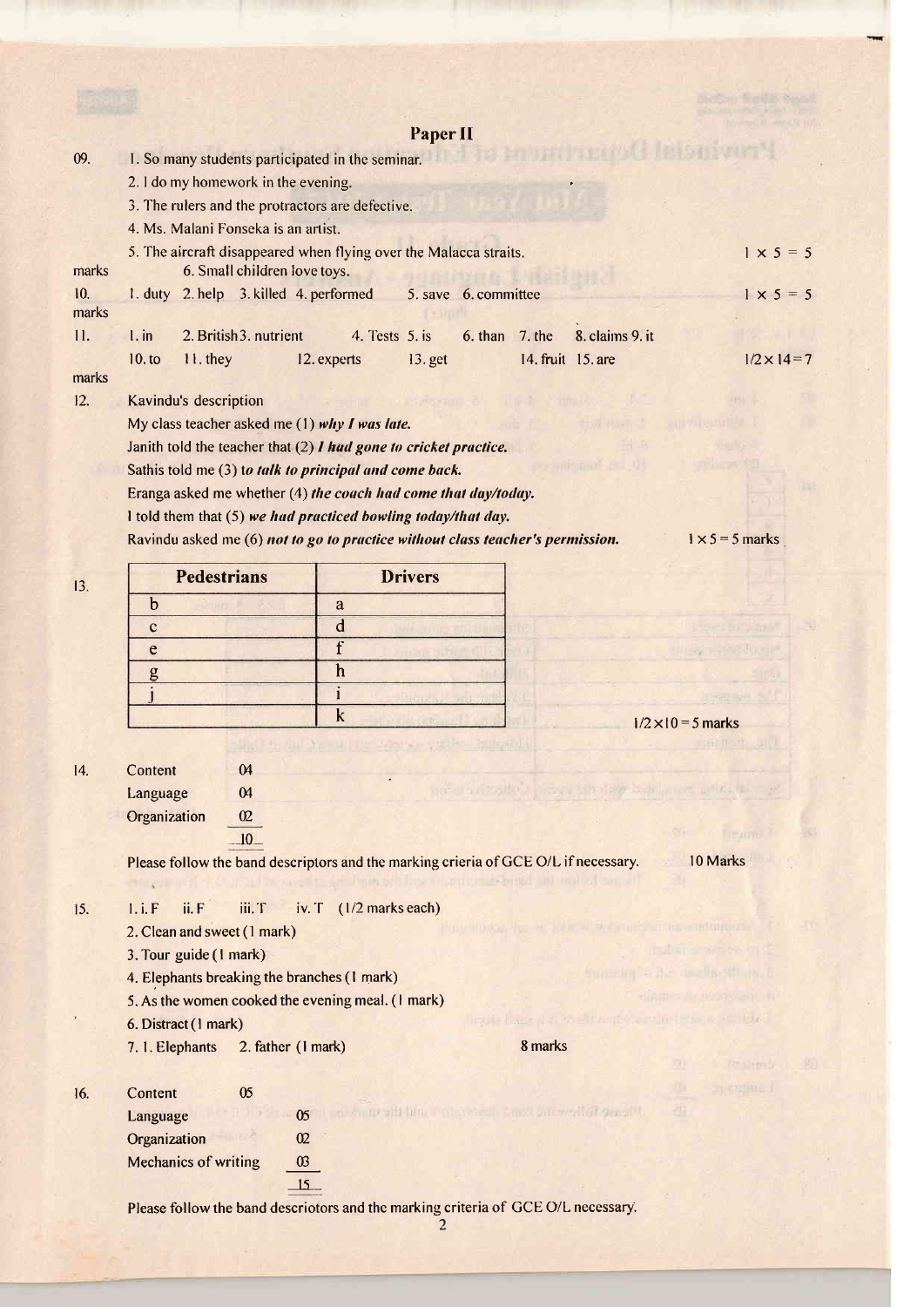## Paper II

09. 1. So many students participated in the seminar.
2. I do my homework in the evening.
3. The rulers and the protractors are defective.
4. Ms. Malani Fonseka is an artist.
5. The aircraft disappeared when flying over the Malacca straits. 1 × 5 = 5 marks
6. Small children love toys.

10. 1. duty 2. help 3. killed 4. performed 5. save 6. committee 1 × 5 = 5 marks

11. 1. in 2. British 3. nutrient 4. Tests 5. is 6. than 7. the 8. claims 9. it
10. to 11. they 12. experts 13. get 14. fruit 15. are 1/2 × 14 = 7 marks

12. Kavindu's description
My class teacher asked me (1) ***why I was late.***
Janith told the teacher that (2) ***I had gone to cricket practice.***
Sathis told me (3) ***to talk to principal and come back.***
Eranga asked me whether (4) ***the coach had come that day/today.***
I told them that (5) ***we had practiced bowling today/that day.***
Ravindu asked me (6) ***not to go to practice without class teacher's permission.*** 1 × 5 = 5 marks

13.

| Pedestrians | Drivers |
|---|---|
| b | a |
| c | d |
| e | f |
| g | h |
| j | i |
| | k |

1/2 × 10 = 5 marks

14. Content 04
Language 04
Organization 02
10

Please follow the band descriptors and the marking crieria of GCE O/L if necessary. 10 Marks

15. 1. i. F ii. F iii. T iv. T (1/2 marks each)
2. Clean and sweet (1 mark)
3. Tour guide (1 mark)
4. Elephants breaking the branches (1 mark)
5. As the women cooked the evening meal. (1 mark)
6. Distract (1 mark)
7. 1. Elephants 2. father (1 mark) 8 marks

16. Content 05
Language 05
Organization 02
Mechanics of writing 03
15

Please follow the band descriotors and the marking criteria of GCE O/L necessary.